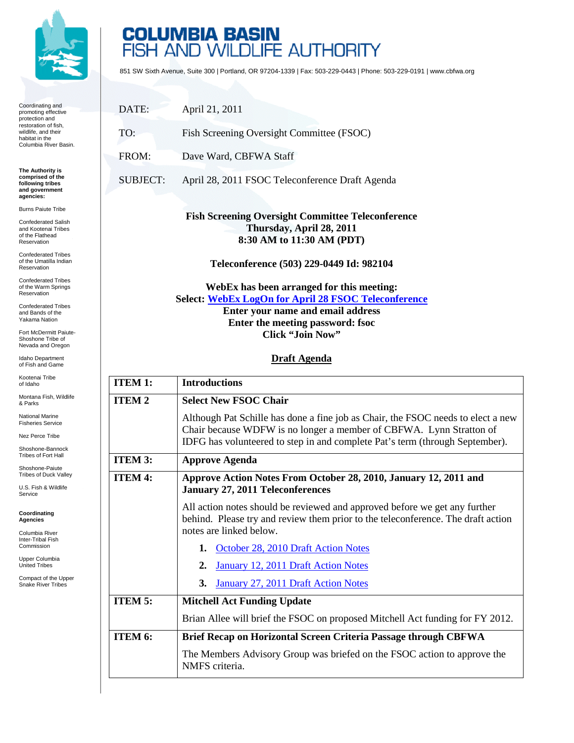# COLUMBIA BASIN FISH AND WILDLIFE AUTHORITY

851 SW Sixth Avenue, Suite 300 | Portland, OR 97204-1339 | Fax: 503-229-0443 | Phone: 503-229-0191 | www.cbfwa.org

Coordinating and promoting effective protection and restoration of fish, wildlife, and their habitat in the Columbia River Basin.

**The Authority is comprised of the following tribes and government agencies:**

Burns Paiute Tribe

Confederated Salish and Kootenai Tribes of the Flathead Reservation

Confederated Tribes of the Umatilla Indian Reservation

Confederated Tribes of the Warm Springs Reservation

Confederated Tribes and Bands of the Yakama Nation

Fort McDermitt Paiute-Shoshone Tribe of Nevada and Oregon

Idaho Department of Fish and Game

Kootenai Tribe of Idaho

Montana Fish, Wildlife & Parks

National Marine Fisheries Service

Nez Perce Tribe

Shoshone-Bannock Tribes of Fort Hall

Shoshone-Paiute Tribes of Duck Valley

U.S. Fish & Wildlife Service

**Coordinating Agencies**

Columbia River Inter-Tribal Fish Commission

Upper Columbia United Tribes

Compact of the Upper Snake River Tribes

DATE: April 21, 2011

TO: Fish Screening Oversight Committee (FSOC)

FROM: Dave Ward, CBFWA Staff

SUBJECT: April 28, 2011 FSOC Teleconference Draft Agenda

**Fish Screening Oversight Committee Teleconference**
**Thursday, April 28, 2011**
**8:30 AM to 11:30 AM (PDT)**

**Teleconference (503) 229-0449 Id: 982104**

**WebEx has been arranged for this meeting:**
**Select: WebEx LogOn for April 28 FSOC Teleconference**
**Enter your name and email address**
**Enter the meeting password: fsoc**
**Click "Join Now"**

## Draft Agenda

| | |
|---|---|
| **ITEM 1:** | **Introductions** |
| **ITEM 2** | **Select New FSOC Chair**<br><br>Although Pat Schille has done a fine job as Chair, the FSOC needs to elect a new Chair because WDFW is no longer a member of CBFWA. Lynn Stratton of IDFG has volunteered to step in and complete Pat's term (through September). |
| **ITEM 3:** | **Approve Agenda** |
| **ITEM 4:** | **Approve Action Notes From October 28, 2010, January 12, 2011 and January 27, 2011 Teleconferences**<br><br>All action notes should be reviewed and approved before we get any further behind. Please try and review them prior to the teleconference. The draft action notes are linked below.<br><br>**1.** October 28, 2010 Draft Action Notes<br>**2.** January 12, 2011 Draft Action Notes<br>**3.** January 27, 2011 Draft Action Notes |
| **ITEM 5:** | **Mitchell Act Funding Update**<br><br>Brian Allee will brief the FSOC on proposed Mitchell Act funding for FY 2012. |
| **ITEM 6:** | **Brief Recap on Horizontal Screen Criteria Passage through CBFWA**<br><br>The Members Advisory Group was briefed on the FSOC action to approve the NMFS criteria. |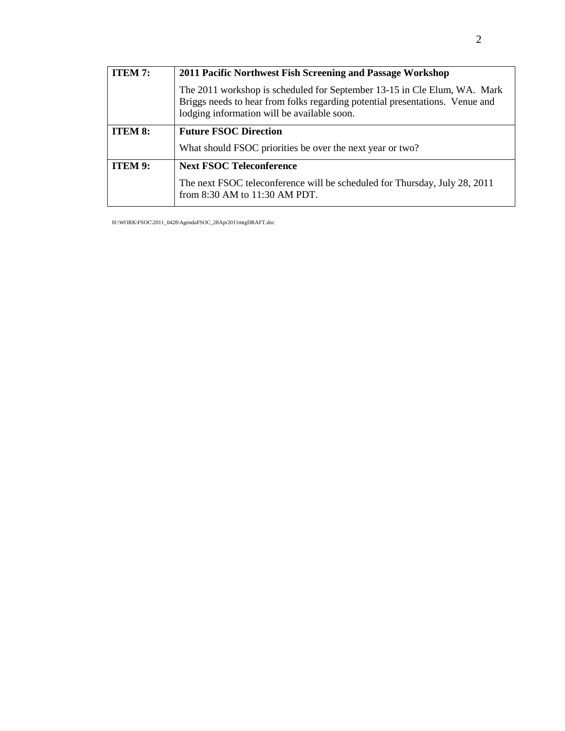| | |
|---|---|
| **ITEM 7:** | **2011 Pacific Northwest Fish Screening and Passage Workshop**<br><br>The 2011 workshop is scheduled for September 13-15 in Cle Elum, WA. Mark Briggs needs to hear from folks regarding potential presentations. Venue and lodging information will be available soon. |
| **ITEM 8:** | **Future FSOC Direction**<br><br>What should FSOC priorities be over the next year or two? |
| **ITEM 9:** | **Next FSOC Teleconference**<br><br>The next FSOC teleconference will be scheduled for Thursday, July 28, 2011 from 8:30 AM to 11:30 AM PDT. |

H:\WORK\FSOC\2011_0428\AgendaFSOC_28Apr2011mtgDRAFT.doc